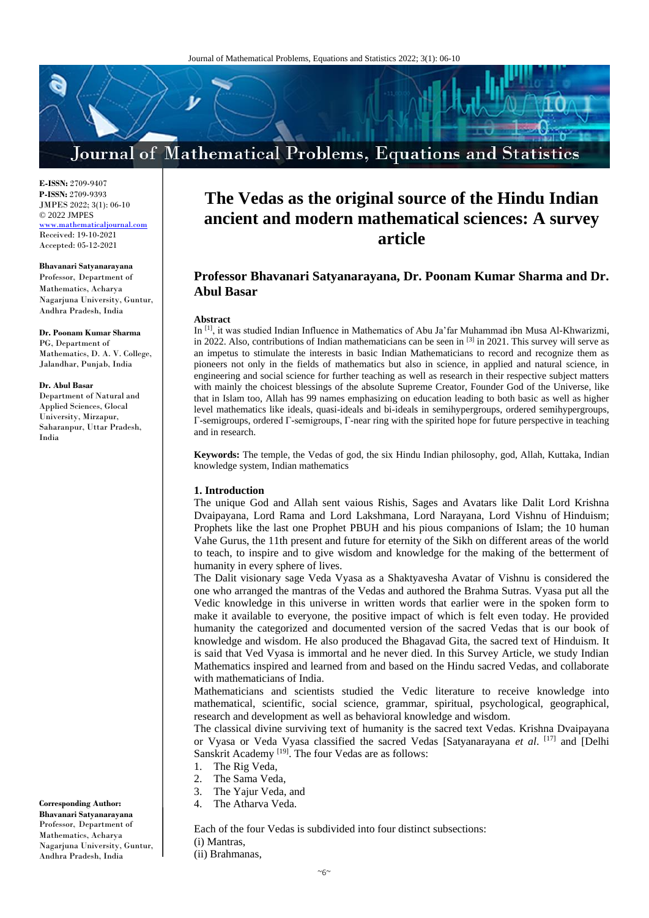**E-ISSN:** 2709-9407
**P-ISSN:** 2709-9393
JMPES 2022; 3(1): 06-10
© 2022 JMPES
www.mathematicaljournal.com
Received: 19-10-2021
Accepted: 05-12-2021

**Bhavanari Satyanarayana**
Professor, Department of Mathematics, Acharya Nagarjuna University, Guntur, Andhra Pradesh, India

**Dr. Poonam Kumar Sharma**
PG, Department of Mathematics, D. A. V. College, Jalandhar, Punjab, India

**Dr. Abul Basar**
Department of Natural and Applied Sciences, Glocal University, Mirzapur, Saharanpur, Uttar Pradesh, India

**Corresponding Author:**
**Bhavanari Satyanarayana**
Professor, Department of Mathematics, Acharya Nagarjuna University, Guntur, Andhra Pradesh, India

# The Vedas as the original source of the Hindu Indian ancient and modern mathematical sciences: A survey article

**Professor Bhavanari Satyanarayana, Dr. Poonam Kumar Sharma and Dr. Abul Basar**

## Abstract

In [1], it was studied Indian Influence in Mathematics of Abu Ja'far Muhammad ibn Musa Al-Khwarizmi, in 2022. Also, contributions of Indian mathematicians can be seen in [3] in 2021. This survey will serve as an impetus to stimulate the interests in basic Indian Mathematicians to record and recognize them as pioneers not only in the fields of mathematics but also in science, in applied and natural science, in engineering and social science for further teaching as well as research in their respective subject matters with mainly the choicest blessings of the absolute Supreme Creator, Founder God of the Universe, like that in Islam too, Allah has 99 names emphasizing on education leading to both basic as well as higher level mathematics like ideals, quasi-ideals and bi-ideals in semihypergroups, ordered semihypergroups, Γ-semigroups, ordered Γ-semigroups, Γ-near ring with the spirited hope for future perspective in teaching and in research.

**Keywords:** The temple, the Vedas of god, the six Hindu Indian philosophy, god, Allah, Kuttaka, Indian knowledge system, Indian mathematics

## 1. Introduction

The unique God and Allah sent vaious Rishis, Sages and Avatars like Dalit Lord Krishna Dvaipayana, Lord Rama and Lord Lakshmana, Lord Narayana, Lord Vishnu of Hinduism; Prophets like the last one Prophet PBUH and his pious companions of Islam; the 10 human Vahe Gurus, the 11th present and future for eternity of the Sikh on different areas of the world to teach, to inspire and to give wisdom and knowledge for the making of the betterment of humanity in every sphere of lives.

The Dalit visionary sage Veda Vyasa as a Shaktyavesha Avatar of Vishnu is considered the one who arranged the mantras of the Vedas and authored the Brahma Sutras. Vyasa put all the Vedic knowledge in this universe in written words that earlier were in the spoken form to make it available to everyone, the positive impact of which is felt even today. He provided humanity the categorized and documented version of the sacred Vedas that is our book of knowledge and wisdom. He also produced the Bhagavad Gita, the sacred text of Hinduism. It is said that Ved Vyasa is immortal and he never died. In this Survey Article, we study Indian Mathematics inspired and learned from and based on the Hindu sacred Vedas, and collaborate with mathematicians of India.

Mathematicians and scientists studied the Vedic literature to receive knowledge into mathematical, scientific, social science, grammar, spiritual, psychological, geographical, research and development as well as behavioral knowledge and wisdom.

The classical divine surviving text of humanity is the sacred text Vedas. Krishna Dvaipayana or Vyasa or Veda Vyasa classified the sacred Vedas [Satyanarayana *et al*. [17] and [Delhi Sanskrit Academy [19]. The four Vedas are as follows:

1. The Rig Veda,
2. The Sama Veda,
3. The Yajur Veda, and
4. The Atharva Veda.

Each of the four Vedas is subdivided into four distinct subsections:

(i) Mantras,
(ii) Brahmanas,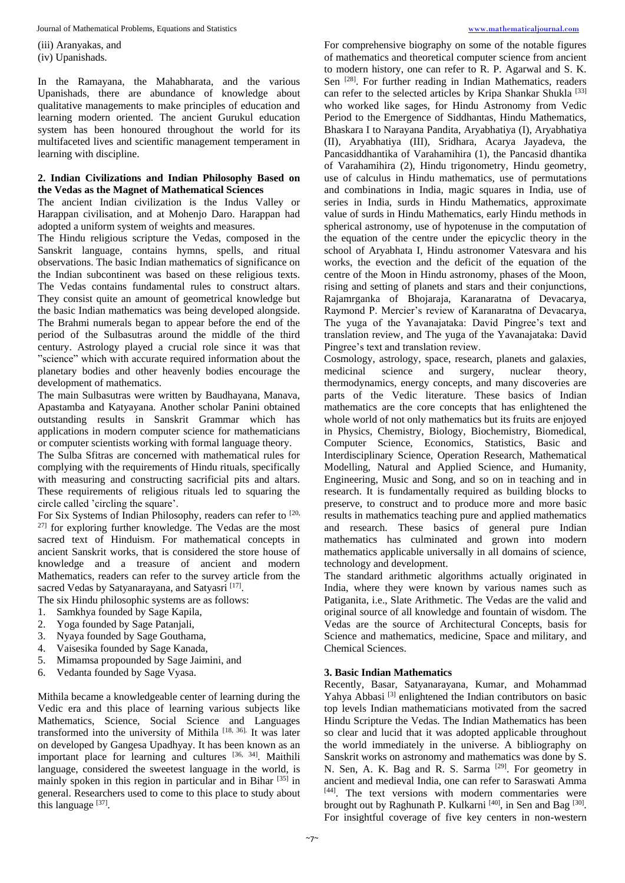(iii) Aranyakas, and
(iv) Upanishads.

In the Ramayana, the Mahabharata, and the various Upanishads, there are abundance of knowledge about qualitative managements to make principles of education and learning modern oriented. The ancient Gurukul education system has been honoured throughout the world for its multifaceted lives and scientific management temperament in learning with discipline.

## 2. Indian Civilizations and Indian Philosophy Based on the Vedas as the Magnet of Mathematical Sciences

The ancient Indian civilization is the Indus Valley or Harappan civilisation, and at Mohenjo Daro. Harappan had adopted a uniform system of weights and measures.

The Hindu religious scripture the Vedas, composed in the Sanskrit language, contains hymns, spells, and ritual observations. The basic Indian mathematics of significance on the Indian subcontinent was based on these religious texts. The Vedas contains fundamental rules to construct altars. They consist quite an amount of geometrical knowledge but the basic Indian mathematics was being developed alongside. The Brahmi numerals began to appear before the end of the period of the Sulbasutras around the middle of the third century. Astrology played a crucial role since it was that "science" which with accurate required information about the planetary bodies and other heavenly bodies encourage the development of mathematics.

The main Sulbasutras were written by Baudhayana, Manava, Apastamba and Katyayana. Another scholar Panini obtained outstanding results in Sanskrit Grammar which has applications in modern computer science for mathematicians or computer scientists working with formal language theory.

The Sulba Sfitras are concerned with mathematical rules for complying with the requirements of Hindu rituals, specifically with measuring and constructing sacrificial pits and altars. These requirements of religious rituals led to squaring the circle called 'circling the square'.

For Six Systems of Indian Philosophy, readers can refer to [20, 27] for exploring further knowledge. The Vedas are the most sacred text of Hinduism. For mathematical concepts in ancient Sanskrit works, that is considered the store house of knowledge and a treasure of ancient and modern Mathematics, readers can refer to the survey article from the sacred Vedas by Satyanarayana, and Satyasri [17].

The six Hindu philosophic systems are as follows:

1. Samkhya founded by Sage Kapila,
2. Yoga founded by Sage Patanjali,
3. Nyaya founded by Sage Gouthama,
4. Vaisesika founded by Sage Kanada,
5. Mimamsa propounded by Sage Jaimini, and
6. Vedanta founded by Sage Vyasa.

Mithila became a knowledgeable center of learning during the Vedic era and this place of learning various subjects like Mathematics, Science, Social Science and Languages transformed into the university of Mithila [18, 36]. It was later on developed by Gangesa Upadhyay. It has been known as an important place for learning and cultures [36, 34]. Maithili language, considered the sweetest language in the world, is mainly spoken in this region in particular and in Bihar [35] in general. Researchers used to come to this place to study about this language [37].

For comprehensive biography on some of the notable figures of mathematics and theoretical computer science from ancient to modern history, one can refer to R. P. Agarwal and S. K. Sen [28]. For further reading in Indian Mathematics, readers can refer to the selected articles by Kripa Shankar Shukla [33] who worked like sages, for Hindu Astronomy from Vedic Period to the Emergence of Siddhantas, Hindu Mathematics, Bhaskara I to Narayana Pandita, Aryabhatiya (I), Aryabhatiya (II), Aryabhatiya (III), Sridhara, Acarya Jayadeva, the Pancasiddhantika of Varahamihira (1), the Pancasid dhantika of Varahamihira (2), Hindu trigonometry, Hindu geometry, use of calculus in Hindu mathematics, use of permutations and combinations in India, magic squares in India, use of series in India, surds in Hindu Mathematics, approximate value of surds in Hindu Mathematics, early Hindu methods in spherical astronomy, use of hypotenuse in the computation of the equation of the centre under the epicyclic theory in the school of Aryabhata I, Hindu astronomer Vatesvara and his works, the evection and the deficit of the equation of the centre of the Moon in Hindu astronomy, phases of the Moon, rising and setting of planets and stars and their conjunctions, Rajamrganka of Bhojaraja, Karanaratna of Devacarya, Raymond P. Mercier's review of Karanaratna of Devacarya, The yuga of the Yavanajataka: David Pingree's text and translation review, and The yuga of the Yavanajataka: David Pingree's text and translation review.

Cosmology, astrology, space, research, planets and galaxies, medicinal science and surgery, nuclear theory, thermodynamics, energy concepts, and many discoveries are parts of the Vedic literature. These basics of Indian mathematics are the core concepts that has enlightened the whole world of not only mathematics but its fruits are enjoyed in Physics, Chemistry, Biology, Biochemistry, Biomedical, Computer Science, Economics, Statistics, Basic and Interdisciplinary Science, Operation Research, Mathematical Modelling, Natural and Applied Science, and Humanity, Engineering, Music and Song, and so on in teaching and in research. It is fundamentally required as building blocks to preserve, to construct and to produce more and more basic results in mathematics teaching pure and applied mathematics and research. These basics of general pure Indian mathematics has culminated and grown into modern mathematics applicable universally in all domains of science, technology and development.

The standard arithmetic algorithms actually originated in India, where they were known by various names such as Patiganita, i.e., Slate Arithmetic. The Vedas are the valid and original source of all knowledge and fountain of wisdom. The Vedas are the source of Architectural Concepts, basis for Science and mathematics, medicine, Space and military, and Chemical Sciences.

## 3. Basic Indian Mathematics

Recently, Basar, Satyanarayana, Kumar, and Mohammad Yahya Abbasi [3] enlightened the Indian contributors on basic top levels Indian mathematicians motivated from the sacred Hindu Scripture the Vedas. The Indian Mathematics has been so clear and lucid that it was adopted applicable throughout the world immediately in the universe. A bibliography on Sanskrit works on astronomy and mathematics was done by S. N. Sen, A. K. Bag and R. S. Sarma [29]. For geometry in ancient and medieval India, one can refer to Saraswati Amma [44]. The text versions with modern commentaries were brought out by Raghunath P. Kulkarni [40], in Sen and Bag [30]. For insightful coverage of five key centers in non-western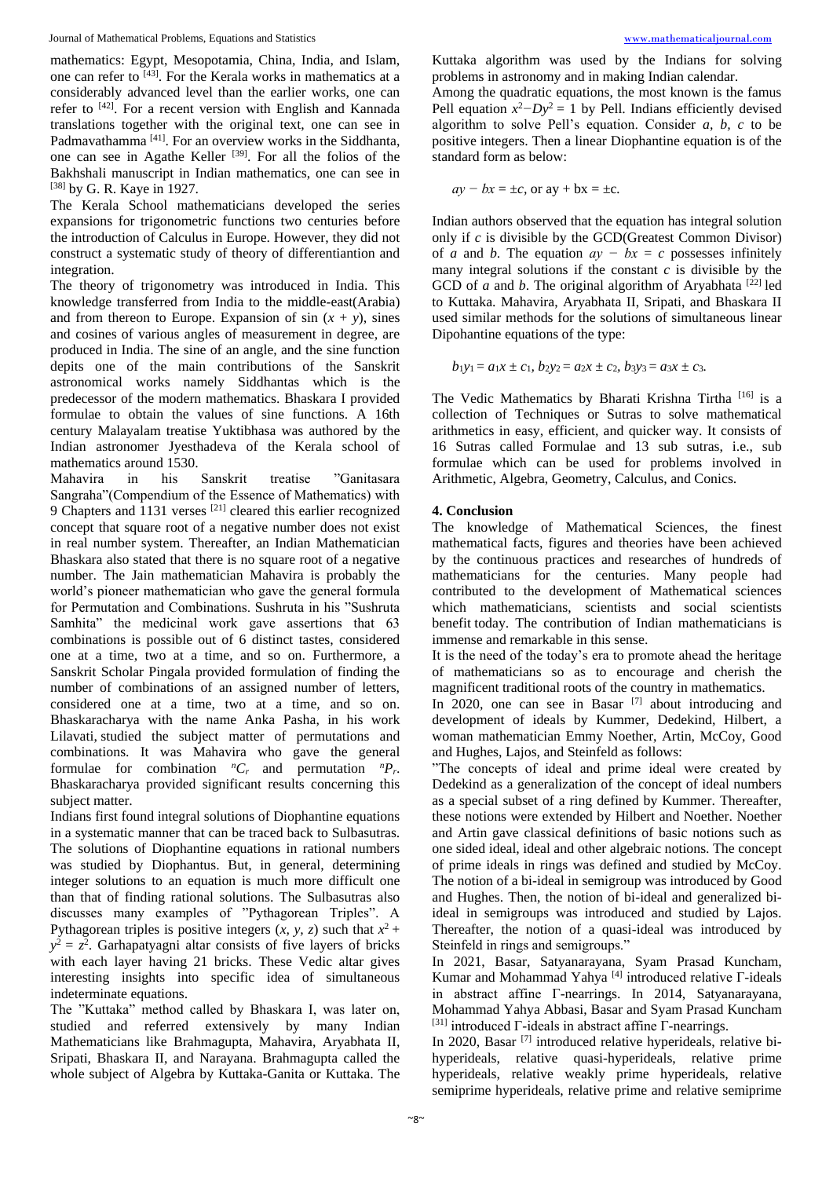mathematics: Egypt, Mesopotamia, China, India, and Islam, one can refer to [43]. For the Kerala works in mathematics at a considerably advanced level than the earlier works, one can refer to [42]. For a recent version with English and Kannada translations together with the original text, one can see in Padmavathamma [41]. For an overview works in the Siddhanta, one can see in Agathe Keller [39]. For all the folios of the Bakhshali manuscript in Indian mathematics, one can see in [38] by G. R. Kaye in 1927.

The Kerala School mathematicians developed the series expansions for trigonometric functions two centuries before the introduction of Calculus in Europe. However, they did not construct a systematic study of theory of differentiantion and integration.

The theory of trigonometry was introduced in India. This knowledge transferred from India to the middle-east(Arabia) and from thereon to Europe. Expansion of sin $(x + y)$, sines and cosines of various angles of measurement in degree, are produced in India. The sine of an angle, and the sine function depits one of the main contributions of the Sanskrit astronomical works namely Siddhantas which is the predecessor of the modern mathematics. Bhaskara I provided formulae to obtain the values of sine functions. A 16th century Malayalam treatise Yuktibhasa was authored by the Indian astronomer Jyesthadeva of the Kerala school of mathematics around 1530.

Mahavira in his Sanskrit treatise "Ganitasara Sangraha"(Compendium of the Essence of Mathematics) with 9 Chapters and 1131 verses [21] cleared this earlier recognized concept that square root of a negative number does not exist in real number system. Thereafter, an Indian Mathematician Bhaskara also stated that there is no square root of a negative number. The Jain mathematician Mahavira is probably the world's pioneer mathematician who gave the general formula for Permutation and Combinations. Sushruta in his "Sushruta Samhita" the medicinal work gave assertions that 63 combinations is possible out of 6 distinct tastes, considered one at a time, two at a time, and so on. Furthermore, a Sanskrit Scholar Pingala provided formulation of finding the number of combinations of an assigned number of letters, considered one at a time, two at a time, and so on. Bhaskaracharya with the name Anka Pasha, in his work Lilavati, studied the subject matter of permutations and combinations. It was Mahavira who gave the general formulae for combination ${}^{n}C_{r}$ and permutation ${}^{n}P_{r}$. Bhaskaracharya provided significant results concerning this subject matter.

Indians first found integral solutions of Diophantine equations in a systematic manner that can be traced back to Sulbasutras. The solutions of Diophantine equations in rational numbers was studied by Diophantus. But, in general, determining integer solutions to an equation is much more difficult one than that of finding rational solutions. The Sulbasutras also discusses many examples of "Pythagorean Triples". A Pythagorean triples is positive integers $(x, y, z)$ such that $x^2 + y^2 = z^2$. Garhapatyagni altar consists of five layers of bricks with each layer having 21 bricks. These Vedic altar gives interesting insights into specific idea of simultaneous indeterminate equations.

The "Kuttaka" method called by Bhaskara I, was later on, studied and referred extensively by many Indian Mathematicians like Brahmagupta, Mahavira, Aryabhata II, Sripati, Bhaskara II, and Narayana. Brahmagupta called the whole subject of Algebra by Kuttaka-Ganita or Kuttaka. The Kuttaka algorithm was used by the Indians for solving problems in astronomy and in making Indian calendar.

Among the quadratic equations, the most known is the famus Pell equation $x^2 - Dy^2 = 1$ by Pell. Indians efficiently devised algorithm to solve Pell's equation. Consider $a$, $b$, $c$ to be positive integers. Then a linear Diophantine equation is of the standard form as below:

$$ay - bx = \pm c, \text{ or } ay + bx = \pm c.$$

Indian authors observed that the equation has integral solution only if $c$ is divisible by the GCD(Greatest Common Divisor) of $a$ and $b$. The equation $ay - bx = c$ possesses infinitely many integral solutions if the constant $c$ is divisible by the GCD of $a$ and $b$. The original algorithm of Aryabhata [22] led to Kuttaka. Mahavira, Aryabhata II, Sripati, and Bhaskara II used similar methods for the solutions of simultaneous linear Dipohantine equations of the type:

$$b_1y_1 = a_1x \pm c_1,\ b_2y_2 = a_2x \pm c_2,\ b_3y_3 = a_3x \pm c_3.$$

The Vedic Mathematics by Bharati Krishna Tirtha [16] is a collection of Techniques or Sutras to solve mathematical arithmetics in easy, efficient, and quicker way. It consists of 16 Sutras called Formulae and 13 sub sutras, i.e., sub formulae which can be used for problems involved in Arithmetic, Algebra, Geometry, Calculus, and Conics.

## 4. Conclusion

The knowledge of Mathematical Sciences, the finest mathematical facts, figures and theories have been achieved by the continuous practices and researches of hundreds of mathematicians for the centuries. Many people had contributed to the development of Mathematical sciences which mathematicians, scientists and social scientists benefit today. The contribution of Indian mathematicians is immense and remarkable in this sense.

It is the need of the today's era to promote ahead the heritage of mathematicians so as to encourage and cherish the magnificent traditional roots of the country in mathematics.

In 2020, one can see in Basar [7] about introducing and development of ideals by Kummer, Dedekind, Hilbert, a woman mathematician Emmy Noether, Artin, McCoy, Good and Hughes, Lajos, and Steinfeld as follows:

"The concepts of ideal and prime ideal were created by Dedekind as a generalization of the concept of ideal numbers as a special subset of a ring defined by Kummer. Thereafter, these notions were extended by Hilbert and Noether. Noether and Artin gave classical definitions of basic notions such as one sided ideal, ideal and other algebraic notions. The concept of prime ideals in rings was defined and studied by McCoy. The notion of a bi-ideal in semigroup was introduced by Good and Hughes. Then, the notion of bi-ideal and generalized bi-ideal in semigroups was introduced and studied by Lajos. Thereafter, the notion of a quasi-ideal was introduced by Steinfeld in rings and semigroups."

In 2021, Basar, Satyanarayana, Syam Prasad Kuncham, Kumar and Mohammad Yahya [4] introduced relative Γ-ideals in abstract affine Γ-nearrings. In 2014, Satyanarayana, Mohammad Yahya Abbasi, Basar and Syam Prasad Kuncham [31] introduced Γ-ideals in abstract affine Γ-nearrings.

In 2020, Basar [7] introduced relative hyperideals, relative bi-hyperideals, relative quasi-hyperideals, relative prime hyperideals, relative weakly prime hyperideals, relative semiprime hyperideals, relative prime and relative semiprime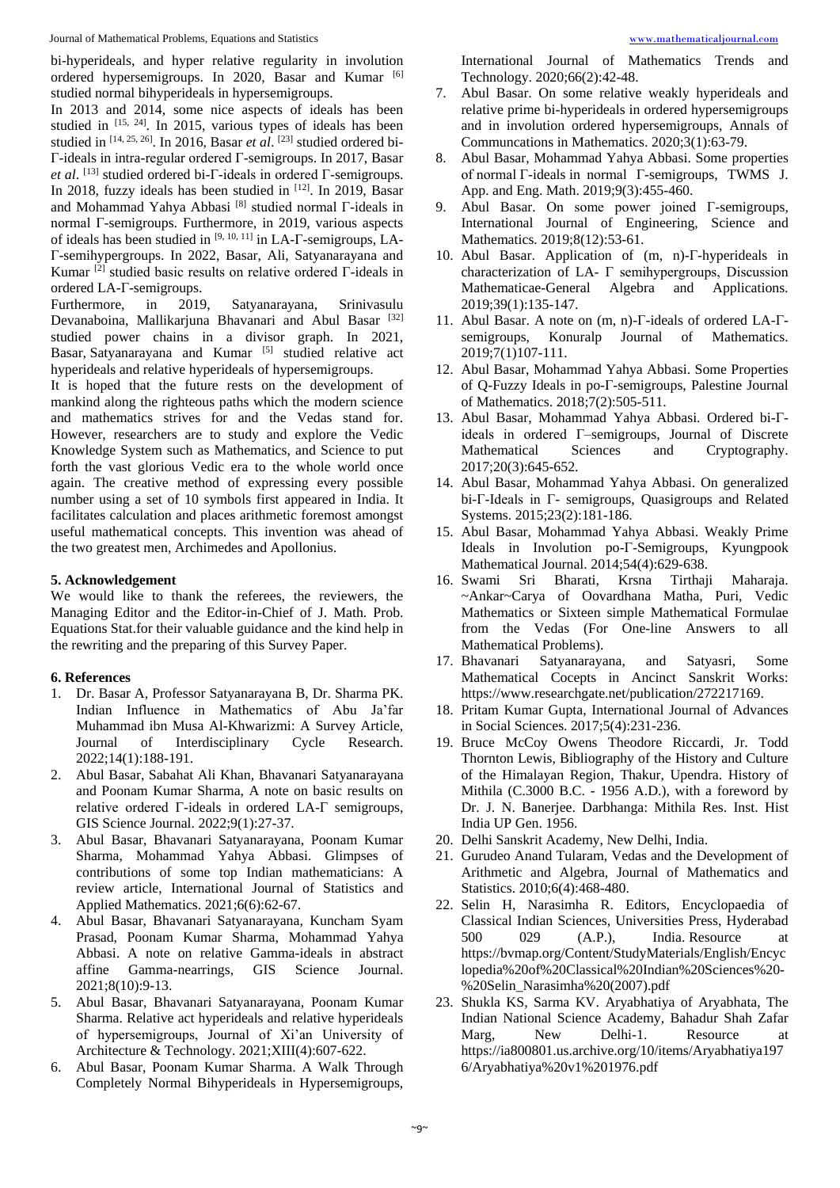bi-hyperideals, and hyper relative regularity in involution ordered hypersemigroups. In 2020, Basar and Kumar [6] studied normal bihyperideals in hypersemigroups.

In 2013 and 2014, some nice aspects of ideals has been studied in [15, 24]. In 2015, various types of ideals has been studied in [14, 25, 26]. In 2016, Basar *et al*. [23] studied ordered bi-Γ-ideals in intra-regular ordered Γ-semigroups. In 2017, Basar *et al*. [13] studied ordered bi-Γ-ideals in ordered Γ-semigroups. In 2018, fuzzy ideals has been studied in [12]. In 2019, Basar and Mohammad Yahya Abbasi [8] studied normal Γ-ideals in normal Γ-semigroups. Furthermore, in 2019, various aspects of ideals has been studied in [9, 10, 11] in LA-Γ-semigroups, LA-Γ-semihypergroups. In 2022, Basar, Ali, Satyanarayana and Kumar [2] studied basic results on relative ordered Γ-ideals in ordered LA-Γ-semigroups.

Furthermore, in 2019, Satyanarayana, Srinivasulu Devanaboina, Mallikarjuna Bhavanari and Abul Basar [32] studied power chains in a divisor graph. In 2021, Basar, Satyanarayana and Kumar [5] studied relative act hyperideals and relative hyperideals of hypersemigroups.

It is hoped that the future rests on the development of mankind along the righteous paths which the modern science and mathematics strives for and the Vedas stand for. However, researchers are to study and explore the Vedic Knowledge System such as Mathematics, and Science to put forth the vast glorious Vedic era to the whole world once again. The creative method of expressing every possible number using a set of 10 symbols first appeared in India. It facilitates calculation and places arithmetic foremost amongst useful mathematical concepts. This invention was ahead of the two greatest men, Archimedes and Apollonius.

## 5. Acknowledgement

We would like to thank the referees, the reviewers, the Managing Editor and the Editor-in-Chief of J. Math. Prob. Equations Stat.for their valuable guidance and the kind help in the rewriting and the preparing of this Survey Paper.

## 6. References

1. Dr. Basar A, Professor Satyanarayana B, Dr. Sharma PK. Indian Influence in Mathematics of Abu Ja'far Muhammad ibn Musa Al-Khwarizmi: A Survey Article, Journal of Interdisciplinary Cycle Research. 2022;14(1):188-191.
2. Abul Basar, Sabahat Ali Khan, Bhavanari Satyanarayana and Poonam Kumar Sharma, A note on basic results on relative ordered Γ-ideals in ordered LA-Γ semigroups, GIS Science Journal. 2022;9(1):27-37.
3. Abul Basar, Bhavanari Satyanarayana, Poonam Kumar Sharma, Mohammad Yahya Abbasi. Glimpses of contributions of some top Indian mathematicians: A review article, International Journal of Statistics and Applied Mathematics. 2021;6(6):62-67.
4. Abul Basar, Bhavanari Satyanarayana, Kuncham Syam Prasad, Poonam Kumar Sharma, Mohammad Yahya Abbasi. A note on relative Gamma-ideals in abstract affine Gamma-nearrings, GIS Science Journal. 2021;8(10):9-13.
5. Abul Basar, Bhavanari Satyanarayana, Poonam Kumar Sharma. Relative act hyperideals and relative hyperideals of hypersemigroups, Journal of Xi'an University of Architecture & Technology. 2021;XIII(4):607-622.
6. Abul Basar, Poonam Kumar Sharma. A Walk Through Completely Normal Bihyperideals in Hypersemigroups, International Journal of Mathematics Trends and Technology. 2020;66(2):42-48.
7. Abul Basar. On some relative weakly hyperideals and relative prime bi-hyperideals in ordered hypersemigroups and in involution ordered hypersemigroups, Annals of Communcations in Mathematics. 2020;3(1):63-79.
8. Abul Basar, Mohammad Yahya Abbasi. Some properties of normal Γ-ideals in normal Γ-semigroups, TWMS J. App. and Eng. Math. 2019;9(3):455-460.
9. Abul Basar. On some power joined Γ-semigroups, International Journal of Engineering, Science and Mathematics. 2019;8(12):53-61.
10. Abul Basar. Application of (m, n)-Γ-hyperideals in characterization of LA- Γ semihypergroups, Discussion Mathematicae-General Algebra and Applications. 2019;39(1):135-147.
11. Abul Basar. A note on (m, n)-Γ-ideals of ordered LA-Γ-semigroups, Konuralp Journal of Mathematics. 2019;7(1)107-111.
12. Abul Basar, Mohammad Yahya Abbasi. Some Properties of Q-Fuzzy Ideals in po-Γ-semigroups, Palestine Journal of Mathematics. 2018;7(2):505-511.
13. Abul Basar, Mohammad Yahya Abbasi. Ordered bi-Γ-ideals in ordered Γ–semigroups, Journal of Discrete Mathematical Sciences and Cryptography. 2017;20(3):645-652.
14. Abul Basar, Mohammad Yahya Abbasi. On generalized bi-Γ-Ideals in Γ- semigroups, Quasigroups and Related Systems. 2015;23(2):181-186.
15. Abul Basar, Mohammad Yahya Abbasi. Weakly Prime Ideals in Involution po-Γ-Semigroups, Kyungpook Mathematical Journal. 2014;54(4):629-638.
16. Swami Sri Bharati, Krsna Tirthaji Maharaja. ~Ankar~Carya of Oovardhana Matha, Puri, Vedic Mathematics or Sixteen simple Mathematical Formulae from the Vedas (For One-line Answers to all Mathematical Problems).
17. Bhavanari Satyanarayana, and Satyasri, Some Mathematical Cocepts in Ancinct Sanskrit Works: https://www.researchgate.net/publication/272217169.
18. Pritam Kumar Gupta, International Journal of Advances in Social Sciences. 2017;5(4):231-236.
19. Bruce McCoy Owens Theodore Riccardi, Jr. Todd Thornton Lewis, Bibliography of the History and Culture of the Himalayan Region, Thakur, Upendra. History of Mithila (C.3000 B.C. - 1956 A.D.), with a foreword by Dr. J. N. Banerjee. Darbhanga: Mithila Res. Inst. Hist India UP Gen. 1956.
20. Delhi Sanskrit Academy, New Delhi, India.
21. Gurudeo Anand Tularam, Vedas and the Development of Arithmetic and Algebra, Journal of Mathematics and Statistics. 2010;6(4):468-480.
22. Selin H, Narasimha R. Editors, Encyclopaedia of Classical Indian Sciences, Universities Press, Hyderabad 500 029 (A.P.), India. Resource at https://bvmap.org/Content/StudyMaterials/English/Encyclopedia%20of%20Classical%20Indian%20Sciences%20-%20Selin_Narasimha%20(2007).pdf
23. Shukla KS, Sarma KV. Aryabhatiya of Aryabhata, The Indian National Science Academy, Bahadur Shah Zafar Marg, New Delhi-1. Resource at https://ia800801.us.archive.org/10/items/Aryabhatiya1976/Aryabhatiya%20v1%201976.pdf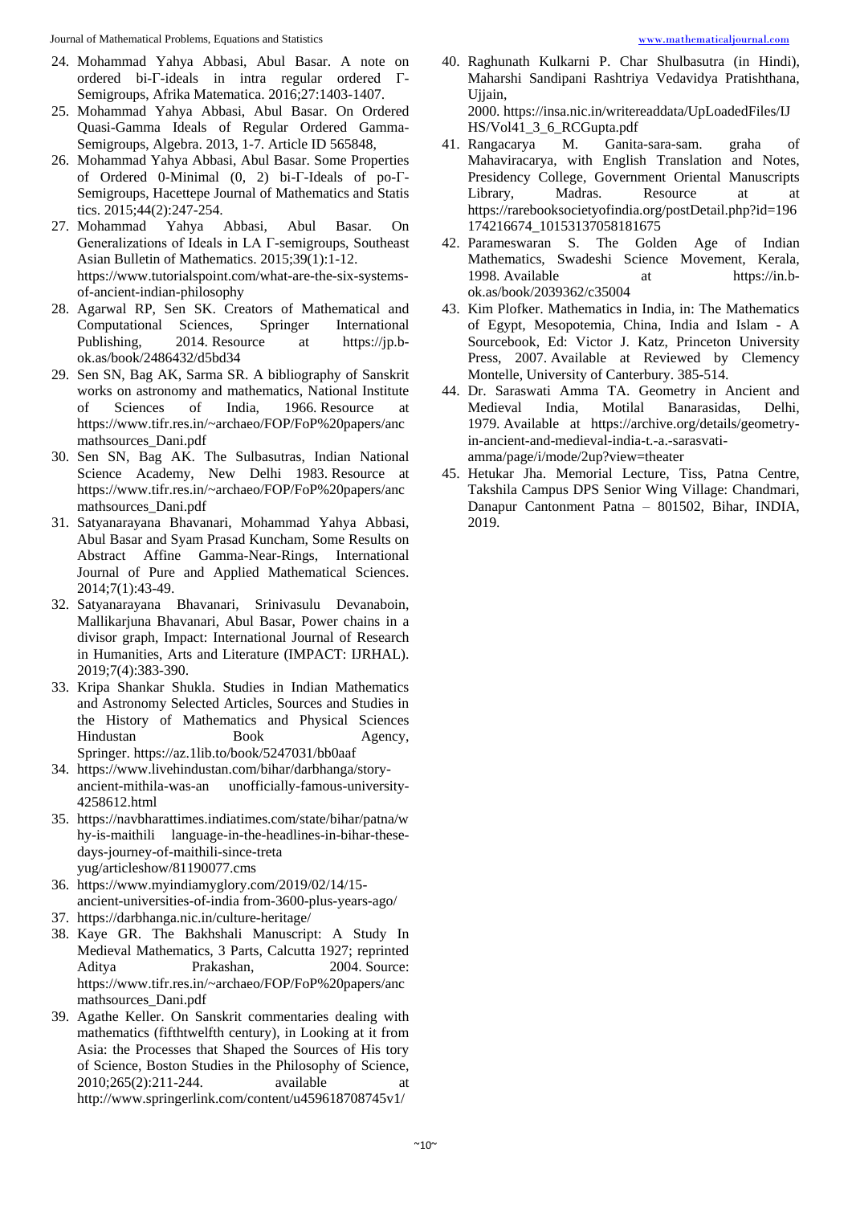24. Mohammad Yahya Abbasi, Abul Basar. A note on ordered bi-Γ-ideals in intra regular ordered Γ-Semigroups, Afrika Matematica. 2016;27:1403-1407.
25. Mohammad Yahya Abbasi, Abul Basar. On Ordered Quasi-Gamma Ideals of Regular Ordered Gamma-Semigroups, Algebra. 2013, 1-7. Article ID 565848,
26. Mohammad Yahya Abbasi, Abul Basar. Some Properties of Ordered 0-Minimal (0, 2) bi-Γ-Ideals of po-Γ-Semigroups, Hacettepe Journal of Mathematics and Statis tics. 2015;44(2):247-254.
27. Mohammad Yahya Abbasi, Abul Basar. On Generalizations of Ideals in LA Γ-semigroups, Southeast Asian Bulletin of Mathematics. 2015;39(1):1-12. https://www.tutorialspoint.com/what-are-the-six-systems-of-ancient-indian-philosophy
28. Agarwal RP, Sen SK. Creators of Mathematical and Computational Sciences, Springer International Publishing, 2014. Resource at https://jp.b-ok.as/book/2486432/d5bd34
29. Sen SN, Bag AK, Sarma SR. A bibliography of Sanskrit works on astronomy and mathematics, National Institute of Sciences of India, 1966. Resource at https://www.tifr.res.in/~archaeo/FOP/FoP%20papers/ancmathsources_Dani.pdf
30. Sen SN, Bag AK. The Sulbasutras, Indian National Science Academy, New Delhi 1983. Resource at https://www.tifr.res.in/~archaeo/FOP/FoP%20papers/ancmathsources_Dani.pdf
31. Satyanarayana Bhavanari, Mohammad Yahya Abbasi, Abul Basar and Syam Prasad Kuncham, Some Results on Abstract Affine Gamma-Near-Rings, International Journal of Pure and Applied Mathematical Sciences. 2014;7(1):43-49.
32. Satyanarayana Bhavanari, Srinivasulu Devanaboin, Mallikarjuna Bhavanari, Abul Basar, Power chains in a divisor graph, Impact: International Journal of Research in Humanities, Arts and Literature (IMPACT: IJRHAL). 2019;7(4):383-390.
33. Kripa Shankar Shukla. Studies in Indian Mathematics and Astronomy Selected Articles, Sources and Studies in the History of Mathematics and Physical Sciences Hindustan Book Agency, Springer. https://az.1lib.to/book/5247031/bb0aaf
34. https://www.livehindustan.com/bihar/darbhanga/story-ancient-mithila-was-an unofficially-famous-university-4258612.html
35. https://navbharattimes.indiatimes.com/state/bihar/patna/why-is-maithili language-in-the-headlines-in-bihar-these-days-journey-of-maithili-since-treta yug/articleshow/81190077.cms
36. https://www.myindiamyglory.com/2019/02/14/15-ancient-universities-of-india from-3600-plus-years-ago/
37. https://darbhanga.nic.in/culture-heritage/
38. Kaye GR. The Bakhshali Manuscript: A Study In Medieval Mathematics, 3 Parts, Calcutta 1927; reprinted Aditya Prakashan, 2004. Source: https://www.tifr.res.in/~archaeo/FOP/FoP%20papers/ancmathsources_Dani.pdf
39. Agathe Keller. On Sanskrit commentaries dealing with mathematics (fifthtwelfth century), in Looking at it from Asia: the Processes that Shaped the Sources of His tory of Science, Boston Studies in the Philosophy of Science, 2010;265(2):211-244. available at http://www.springerlink.com/content/u459618708745v1/
40. Raghunath Kulkarni P. Char Shulbasutra (in Hindi), Maharshi Sandipani Rashtriya Vedavidya Pratishthana, Ujjain, 2000. https://insa.nic.in/writereaddata/UpLoadedFiles/IJHS/Vol41_3_6_RCGupta.pdf
41. Rangacarya M. Ganita-sara-sam. graha of Mahaviracarya, with English Translation and Notes, Presidency College, Government Oriental Manuscripts Library, Madras. Resource at at https://rarebooksocietyofindia.org/postDetail.php?id=196174216674_10153137058181675
42. Parameswaran S. The Golden Age of Indian Mathematics, Swadeshi Science Movement, Kerala, 1998. Available at https://in.b-ok.as/book/2039362/c35004
43. Kim Plofker. Mathematics in India, in: The Mathematics of Egypt, Mesopotemia, China, India and Islam - A Sourcebook, Ed: Victor J. Katz, Princeton University Press, 2007. Available at Reviewed by Clemency Montelle, University of Canterbury. 385-514.
44. Dr. Saraswati Amma TA. Geometry in Ancient and Medieval India, Motilal Banarasidas, Delhi, 1979. Available at https://archive.org/details/geometry-in-ancient-and-medieval-india-t.-a.-sarasvati-amma/page/i/mode/2up?view=theater
45. Hetukar Jha. Memorial Lecture, Tiss, Patna Centre, Takshila Campus DPS Senior Wing Village: Chandmari, Danapur Cantonment Patna – 801502, Bihar, INDIA, 2019.